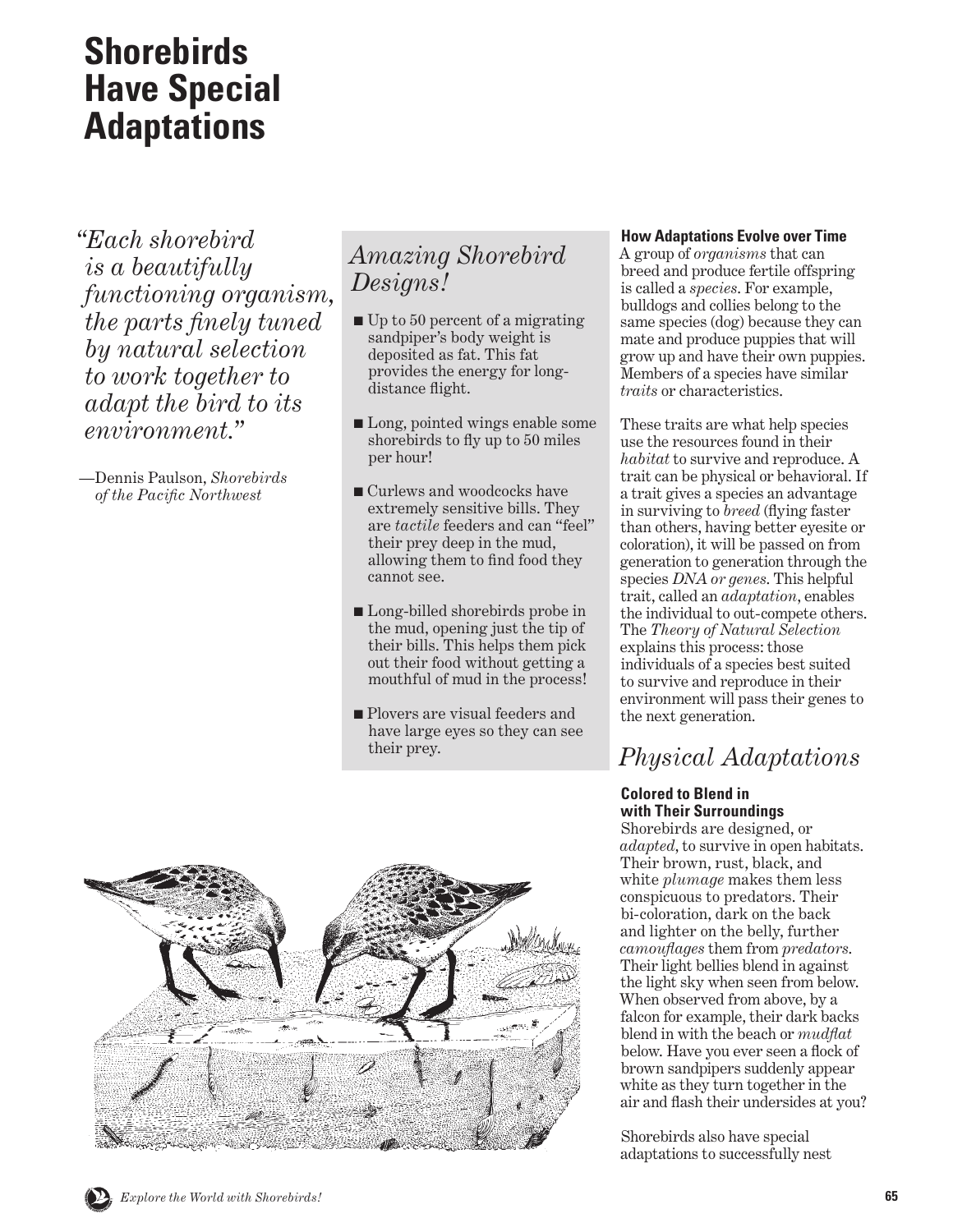# Shorebirds Have Special Adaptations

*"Each shorebird is a beautifully functioning organism, the parts finely tuned by natural selection to work together to adapt the bird to its environment."*

—Dennis Paulson, *Shorebirds of the Pacific Northwest*

## *Amazing Shorebird Designs!*

- Up to 50 percent of a migrating sandpiper's body weight is deposited as fat. This fat provides the energy for long-distance flight.
- Long, pointed wings enable some shorebirds to fly up to 50 miles per hour!
- Curlews and woodcocks have extremely sensitive bills. They are *tactile* feeders and can "feel" their prey deep in the mud, allowing them to find food they cannot see.
- Long-billed shorebirds probe in the mud, opening just the tip of their bills. This helps them pick out their food without getting a mouthful of mud in the process!
- Plovers are visual feeders and have large eyes so they can see their prey.

**How Adaptations Evolve over Time**

A group of *organisms* that can breed and produce fertile offspring is called a *species*. For example, bulldogs and collies belong to the same species (dog) because they can mate and produce puppies that will grow up and have their own puppies. Members of a species have similar *traits* or characteristics.

These traits are what help species use the resources found in their *habitat* to survive and reproduce. A trait can be physical or behavioral. If a trait gives a species an advantage in surviving to *breed* (flying faster than others, having better eyesite or coloration), it will be passed on from generation to generation through the species *DNA or genes*. This helpful trait, called an *adaptation*, enables the individual to out-compete others. The *Theory of Natural Selection* explains this process: those individuals of a species best suited to survive and reproduce in their environment will pass their genes to the next generation.

## *Physical Adaptations*

**Colored to Blend in with Their Surroundings**

Shorebirds are designed, or *adapted*, to survive in open habitats. Their brown, rust, black, and white *plumage* makes them less conspicuous to predators. Their bi-coloration, dark on the back and lighter on the belly, further *camouflages* them from *predators*. Their light bellies blend in against the light sky when seen from below. When observed from above, by a falcon for example, their dark backs blend in with the beach or *mudflat* below. Have you ever seen a flock of brown sandpipers suddenly appear white as they turn together in the air and flash their undersides at you?

Shorebirds also have special adaptations to successfully nest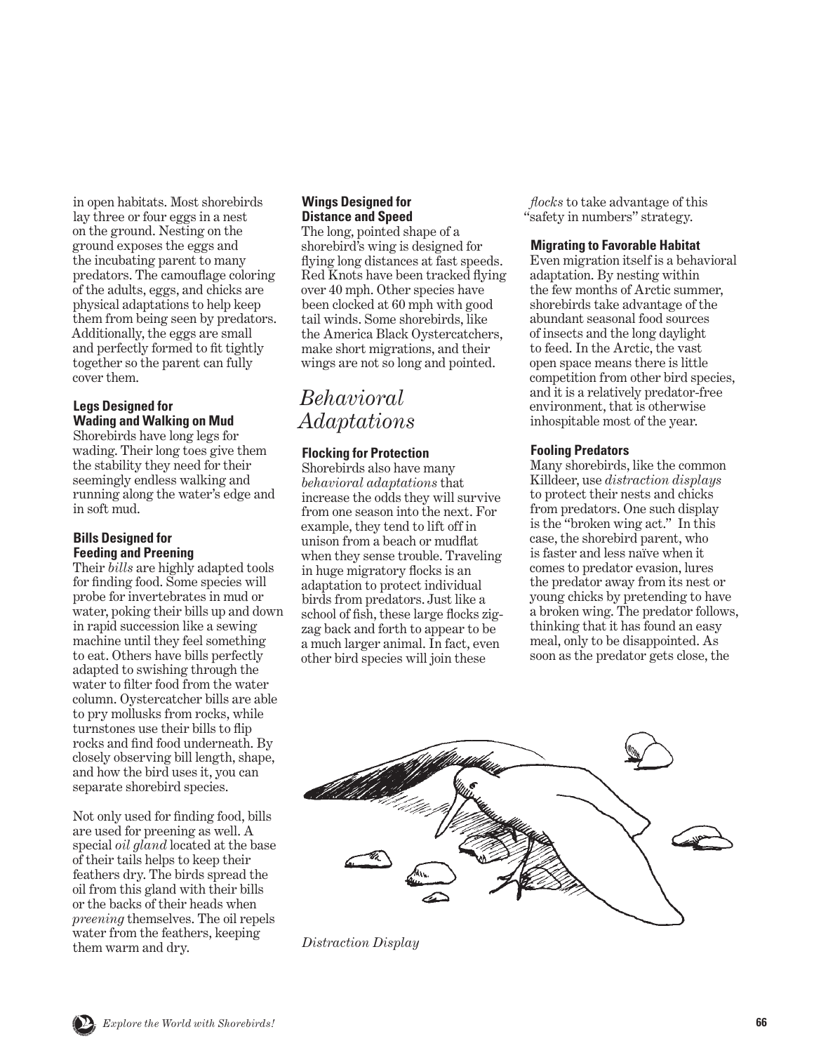in open habitats. Most shorebirds lay three or four eggs in a nest on the ground. Nesting on the ground exposes the eggs and the incubating parent to many predators. The camouflage coloring of the adults, eggs, and chicks are physical adaptations to help keep them from being seen by predators. Additionally, the eggs are small and perfectly formed to fit tightly together so the parent can fully cover them.

#### Legs Designed for Wading and Walking on Mud

Shorebirds have long legs for wading. Their long toes give them the stability they need for their seemingly endless walking and running along the water's edge and in soft mud.

#### Bills Designed for Feeding and Preening

Their *bills* are highly adapted tools for finding food. Some species will probe for invertebrates in mud or water, poking their bills up and down in rapid succession like a sewing machine until they feel something to eat. Others have bills perfectly adapted to swishing through the water to filter food from the water column. Oystercatcher bills are able to pry mollusks from rocks, while turnstones use their bills to flip rocks and find food underneath. By closely observing bill length, shape, and how the bird uses it, you can separate shorebird species.

Not only used for finding food, bills are used for preening as well. A special *oil gland* located at the base of their tails helps to keep their feathers dry. The birds spread the oil from this gland with their bills or the backs of their heads when *preening* themselves. The oil repels water from the feathers, keeping them warm and dry.

#### Wings Designed for Distance and Speed

The long, pointed shape of a shorebird's wing is designed for flying long distances at fast speeds. Red Knots have been tracked flying over 40 mph. Other species have been clocked at 60 mph with good tail winds. Some shorebirds, like the America Black Oystercatchers, make short migrations, and their wings are not so long and pointed.

## *Behavioral Adaptations*

#### Flocking for Protection

Shorebirds also have many *behavioral adaptations* that increase the odds they will survive from one season into the next. For example, they tend to lift off in unison from a beach or mudflat when they sense trouble. Traveling in huge migratory flocks is an adaptation to protect individual birds from predators. Just like a school of fish, these large flocks zig-zag back and forth to appear to be a much larger animal. In fact, even other bird species will join these *flocks* to take advantage of this "safety in numbers" strategy.

#### Migrating to Favorable Habitat

Even migration itself is a behavioral adaptation. By nesting within the few months of Arctic summer, shorebirds take advantage of the abundant seasonal food sources of insects and the long daylight to feed. In the Arctic, the vast open space means there is little competition from other bird species, and it is a relatively predator-free environment, that is otherwise inhospitable most of the year.

#### Fooling Predators

Many shorebirds, like the common Killdeer, use *distraction displays* to protect their nests and chicks from predators. One such display is the "broken wing act." In this case, the shorebird parent, who is faster and less naïve when it comes to predator evasion, lures the predator away from its nest or young chicks by pretending to have a broken wing. The predator follows, thinking that it has found an easy meal, only to be disappointed. As soon as the predator gets close, the

*Distraction Display*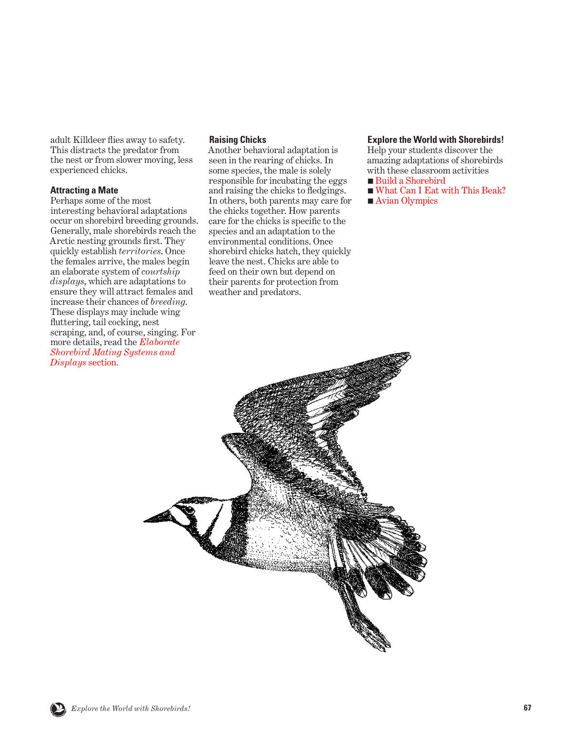adult Killdeer flies away to safety. This distracts the predator from the nest or from slower moving, less experienced chicks.

### Attracting a Mate

Perhaps some of the most interesting behavioral adaptations occur on shorebird breeding grounds. Generally, male shorebirds reach the Arctic nesting grounds first. They quickly establish *territories*. Once the females arrive, the males begin an elaborate system of *courtship displays*, which are adaptations to ensure they will attract females and increase their chances of *breeding*. These displays may include wing fluttering, tail cocking, nest scraping, and, of course, singing. For more details, read the *Elaborate Shorebird Mating Systems and Displays* section.

### Raising Chicks

Another behavioral adaptation is seen in the rearing of chicks. In some species, the male is solely responsible for incubating the eggs and raising the chicks to fledgings. In others, both parents may care for the chicks together. How parents care for the chicks is specific to the species and an adaptation to the environmental conditions. Once shorebird chicks hatch, they quickly leave the nest. Chicks are able to feed on their own but depend on their parents for protection from weather and predators.

### Explore the World with Shorebirds!

Help your students discover the amazing adaptations of shorebirds with these classroom activities

- Build a Shorebird
- What Can I Eat with This Beak?
- Avian Olympics